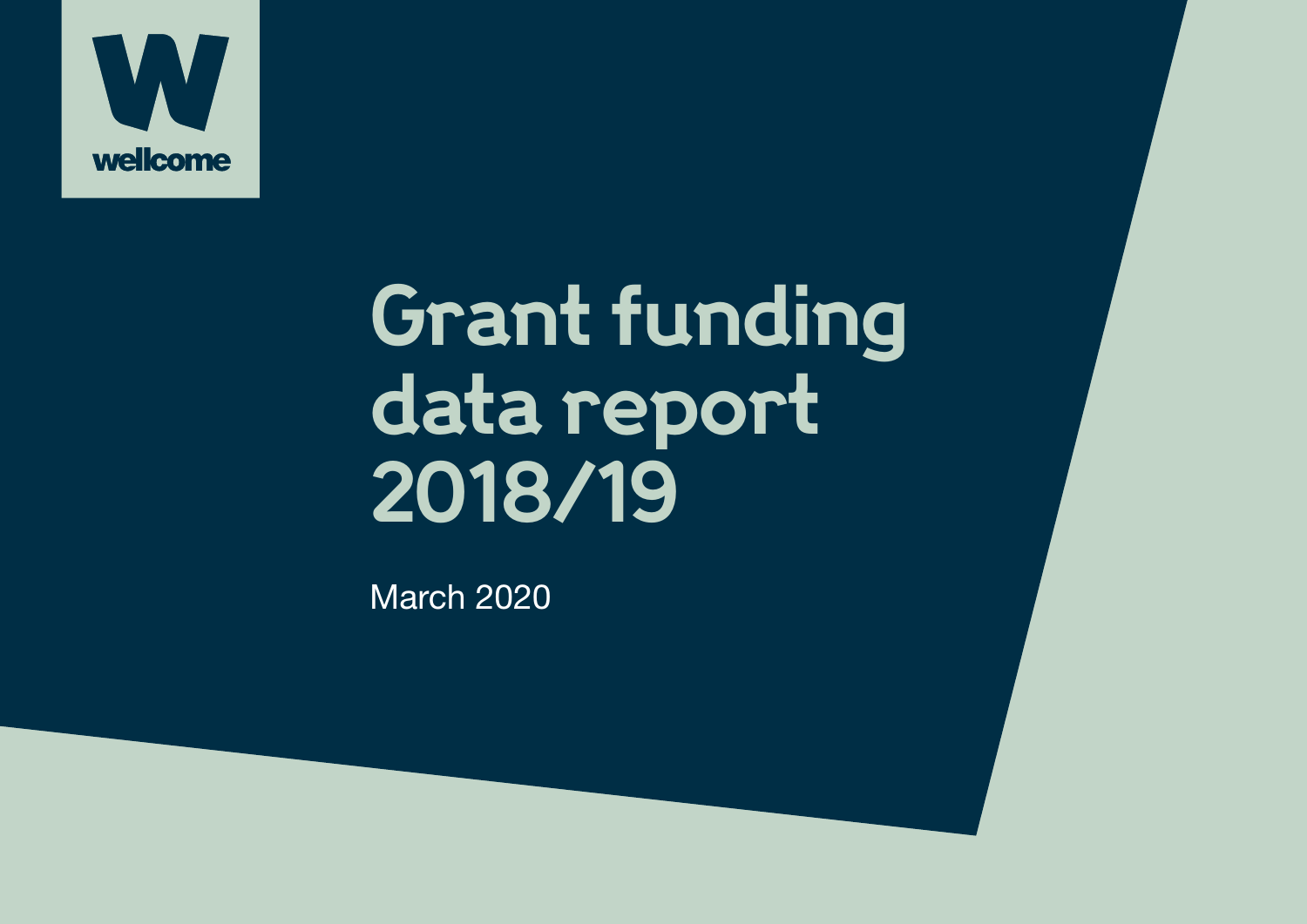wellcome

# Grant funding data report 2018/19

March 2020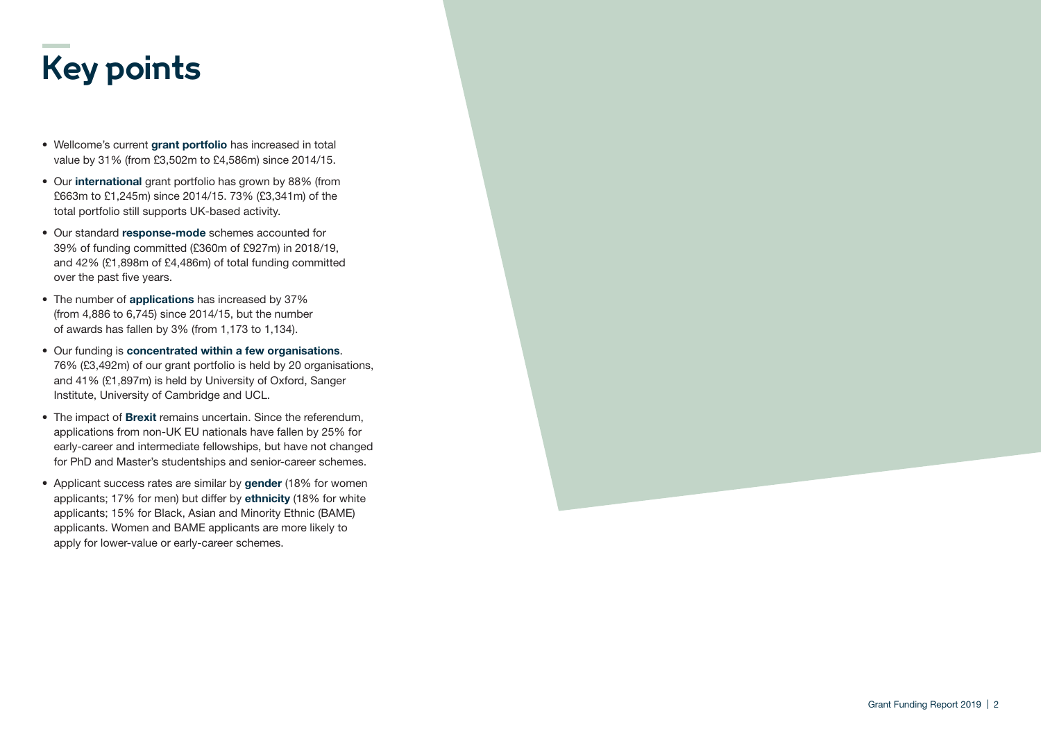# Key points

- Wellcome's current **grant portfolio** has increased in total value by 31% (from £3,502m to £4,586m) since 2014/15.
- Our **international** grant portfolio has grown by 88% (from £663m to £1,245m) since 2014/15. 73% (£3,341m) of the total portfolio still supports UK-based activity.
- Our standard **response-mode** schemes accounted for 39% of funding committed (£360m of £927m) in 2018/19, and 42% (£1,898m of £4,486m) of total funding committed over the past five years.
- The number of **applications** has increased by 37% (from 4,886 to 6,745) since 2014/15, but the number of awards has fallen by 3% (from 1,173 to 1,134).
- Our funding is **concentrated within a few organisations**. 76% (£3,492m) of our grant portfolio is held by 20 organisations, and 41% (£1,897m) is held by University of Oxford, Sanger Institute, University of Cambridge and UCL.
- The impact of **Brexit** remains uncertain. Since the referendum, applications from non-UK EU nationals have fallen by 25% for early-career and intermediate fellowships, but have not changed for PhD and Master's studentships and senior-career schemes.
- Applicant success rates are similar by **gender** (18% for women applicants; 17% for men) but differ by **ethnicity** (18% for white applicants; 15% for Black, Asian and Minority Ethnic (BAME) applicants. Women and BAME applicants are more likely to apply for lower-value or early-career schemes.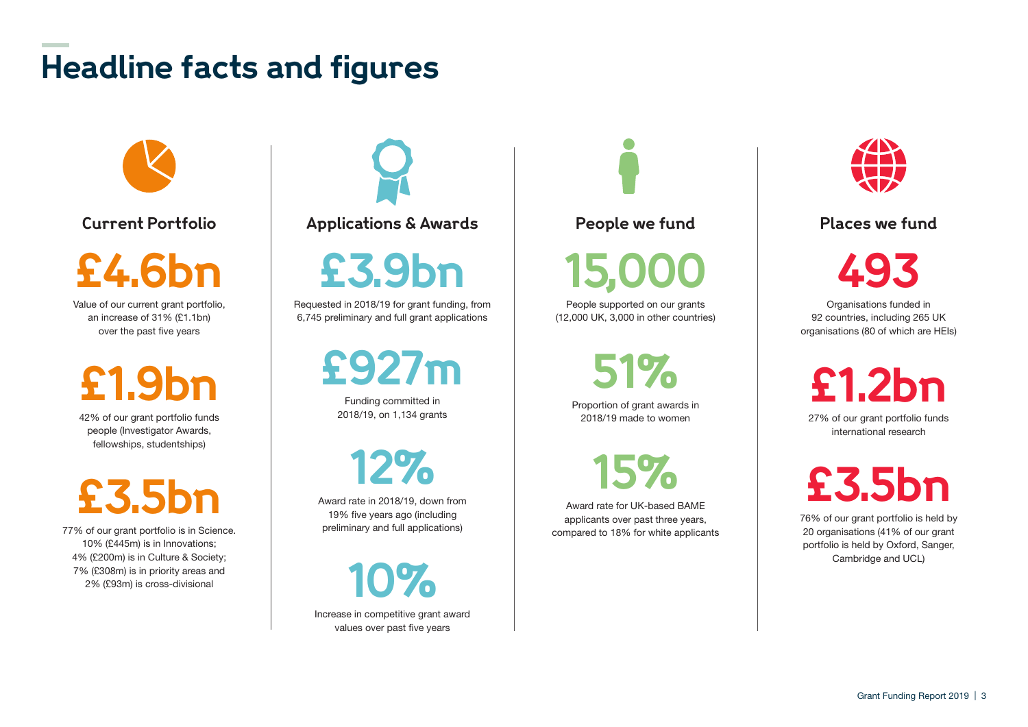# Headline facts and figures

## Current Portfolio

**£4.6bn**

Value of our current grant portfolio, an increase of 31% (£1.1bn) over the past five years

**£1.9bn**

42% of our grant portfolio funds people (Investigator Awards, fellowships, studentships)

**£3.5bn**

77% of our grant portfolio is in Science. 10% (£445m) is in Innovations; 4% (£200m) is in Culture & Society; 7% (£308m) is in priority areas and 2% (£93m) is cross-divisional

## Applications & Awards

**£3.9bn**

Requested in 2018/19 for grant funding, from 6,745 preliminary and full grant applications

**£927m**

Funding committed in 2018/19, on 1,134 grants

**12%**

Award rate in 2018/19, down from 19% five years ago (including preliminary and full applications)

**10%**

Increase in competitive grant award values over past five years

## People we fund

**15,000**

People supported on our grants (12,000 UK, 3,000 in other countries)

**51%**

Proportion of grant awards in 2018/19 made to women

**15%**

Award rate for UK-based BAME applicants over past three years, compared to 18% for white applicants

## Places we fund

**493**

Organisations funded in 92 countries, including 265 UK organisations (80 of which are HEIs)

**£1.2bn**

27% of our grant portfolio funds international research

**£3.5bn**

76% of our grant portfolio is held by 20 organisations (41% of our grant portfolio is held by Oxford, Sanger, Cambridge and UCL)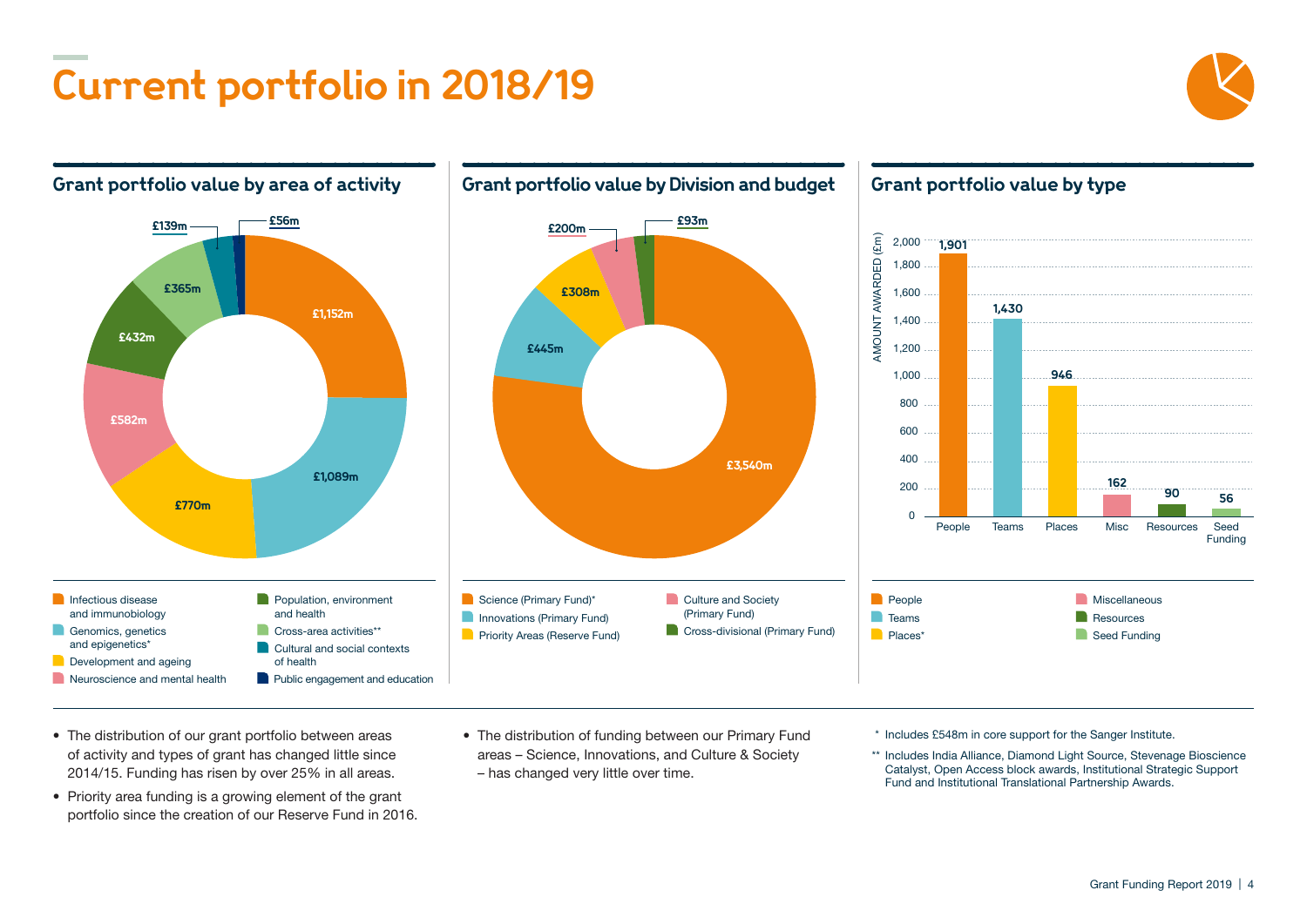# Current portfolio in 2018/19

## Grant portfolio value by area of activity

| Area of activity | Value |
|---|---|
| Infectious disease and immunobiology | £1,152m |
| Genomics, genetics and epigenetics* | £1,089m |
| Development and ageing | £770m |
| Neuroscience and mental health | £582m |
| Population, environment and health | £432m |
| Cross-area activities** | £365m |
| Cultural and social contexts of health | £139m |
| Public engagement and education | £56m |

## Grant portfolio value by Division and budget

| Division and budget | Value |
|---|---|
| Science (Primary Fund)* | £3,540m |
| Innovations (Primary Fund) | £445m |
| Priority Areas (Reserve Fund) | £308m |
| Culture and Society (Primary Fund) | £200m |
| Cross-divisional (Primary Fund) | £93m |

## Grant portfolio value by type

| Type | Amount awarded (£m) |
|---|---|
| People | 1,901 |
| Teams | 1,430 |
| Places* | 946 |
| Misc | 162 |
| Resources | 90 |
| Seed Funding | 56 |

- The distribution of our grant portfolio between areas of activity and types of grant has changed little since 2014/15. Funding has risen by over 25% in all areas.
- Priority area funding is a growing element of the grant portfolio since the creation of our Reserve Fund in 2016.
- The distribution of funding between our Primary Fund areas – Science, Innovations, and Culture & Society – has changed very little over time.

\* Includes £548m in core support for the Sanger Institute.

\*\* Includes India Alliance, Diamond Light Source, Stevenage Bioscience Catalyst, Open Access block awards, Institutional Strategic Support Fund and Institutional Translational Partnership Awards.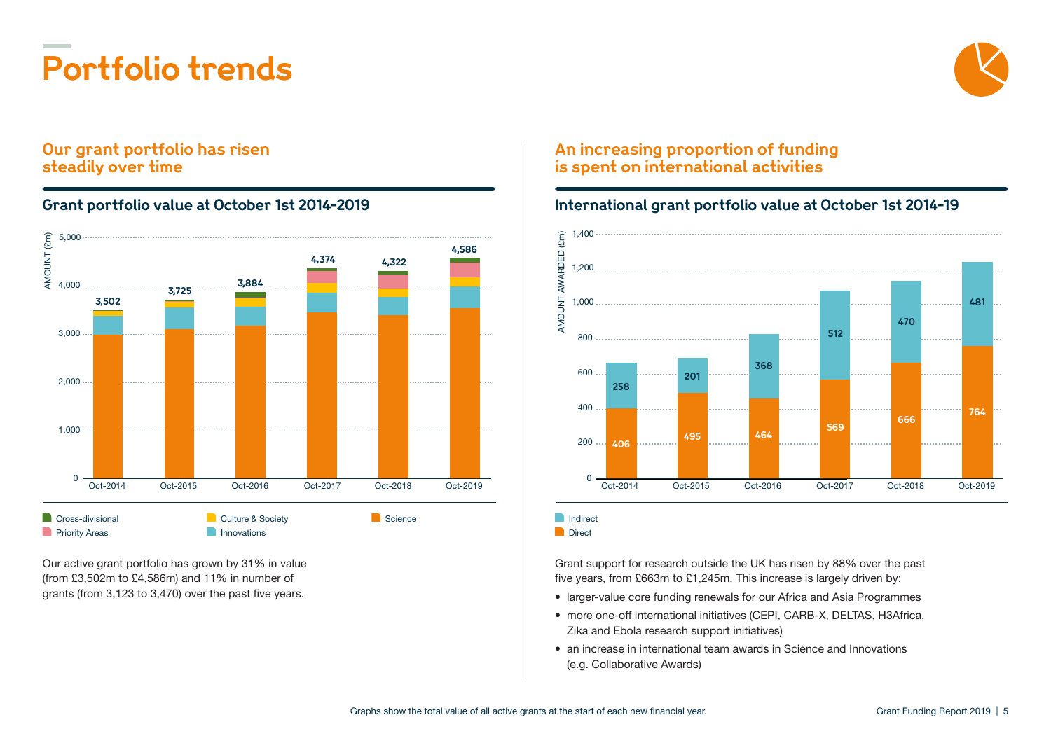# Portfolio trends

## Our grant portfolio has risen steadily over time

### Grant portfolio value at October 1st 2014-2019

| | Oct-2014 | Oct-2015 | Oct-2016 | Oct-2017 | Oct-2018 | Oct-2019 |
|---|---|---|---|---|---|---|
| Total (£m) | 3,502 | 3,725 | 3,884 | 4,374 | 4,322 | 4,586 |

Legend: Cross-divisional, Priority Areas, Culture & Society, Innovations, Science

Our active grant portfolio has grown by 31% in value (from £3,502m to £4,586m) and 11% in number of grants (from 3,123 to 3,470) over the past five years.

## An increasing proportion of funding is spent on international activities

### International grant portfolio value at October 1st 2014-19

| AMOUNT AWARDED (£m) | Oct-2014 | Oct-2015 | Oct-2016 | Oct-2017 | Oct-2018 | Oct-2019 |
|---|---|---|---|---|---|---|
| Indirect | 258 | 201 | 368 | 512 | 470 | 481 |
| Direct | 406 | 495 | 464 | 569 | 666 | 764 |

Grant support for research outside the UK has risen by 88% over the past five years, from £663m to £1,245m. This increase is largely driven by:

- larger-value core funding renewals for our Africa and Asia Programmes
- more one-off international initiatives (CEPI, CARB-X, DELTAS, H3Africa, Zika and Ebola research support initiatives)
- an increase in international team awards in Science and Innovations (e.g. Collaborative Awards)

Graphs show the total value of all active grants at the start of each new financial year.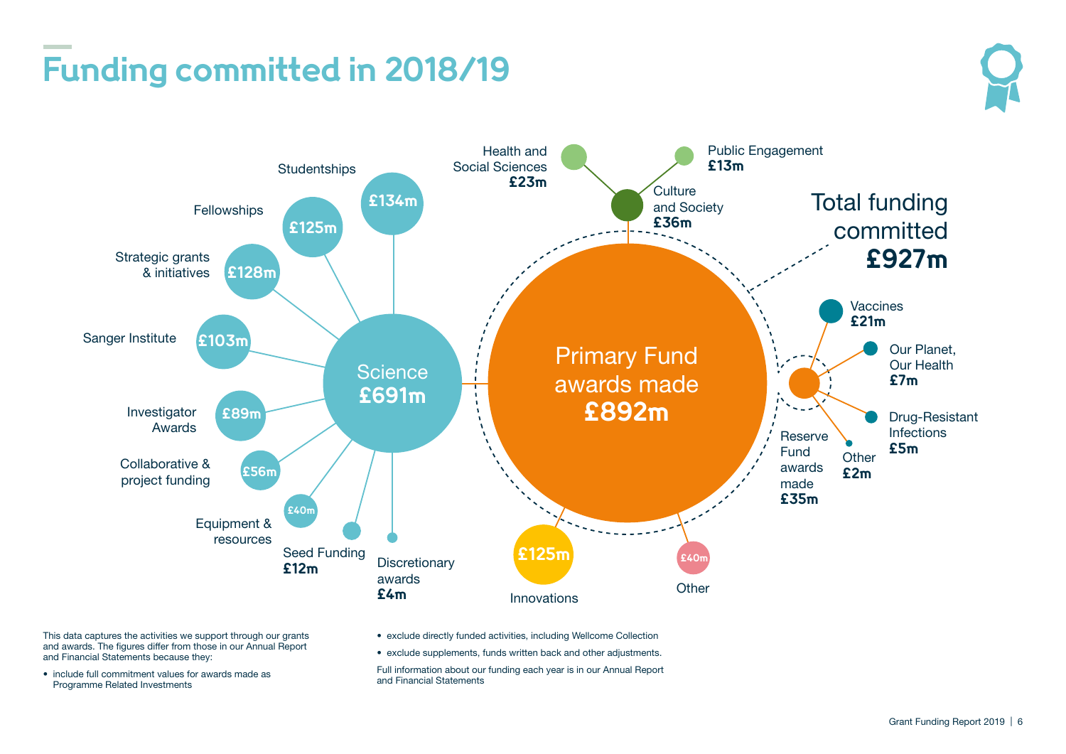# Funding committed in 2018/19

Total funding committed **£927m**

Primary Fund awards made **£892m**

Science **£691m**

- Studentships £134m
- Fellowships £125m
- Strategic grants & initiatives £128m
- Sanger Institute £103m
- Investigator Awards £89m
- Collaborative & project funding £56m
- Equipment & resources £40m
- Seed Funding **£12m**
- Discretionary awards **£4m**

Culture and Society **£36m**

- Health and Social Sciences **£23m**
- Public Engagement **£13m**

Innovations £125m

Other £40m

Reserve Fund awards made **£35m**

- Vaccines **£21m**
- Our Planet, Our Health **£7m**
- Drug-Resistant Infections **£5m**
- Other **£2m**

This data captures the activities we support through our grants and awards. The figures differ from those in our Annual Report and Financial Statements because they:

- include full commitment values for awards made as Programme Related Investments
- exclude directly funded activities, including Wellcome Collection
- exclude supplements, funds written back and other adjustments.

Full information about our funding each year is in our Annual Report and Financial Statements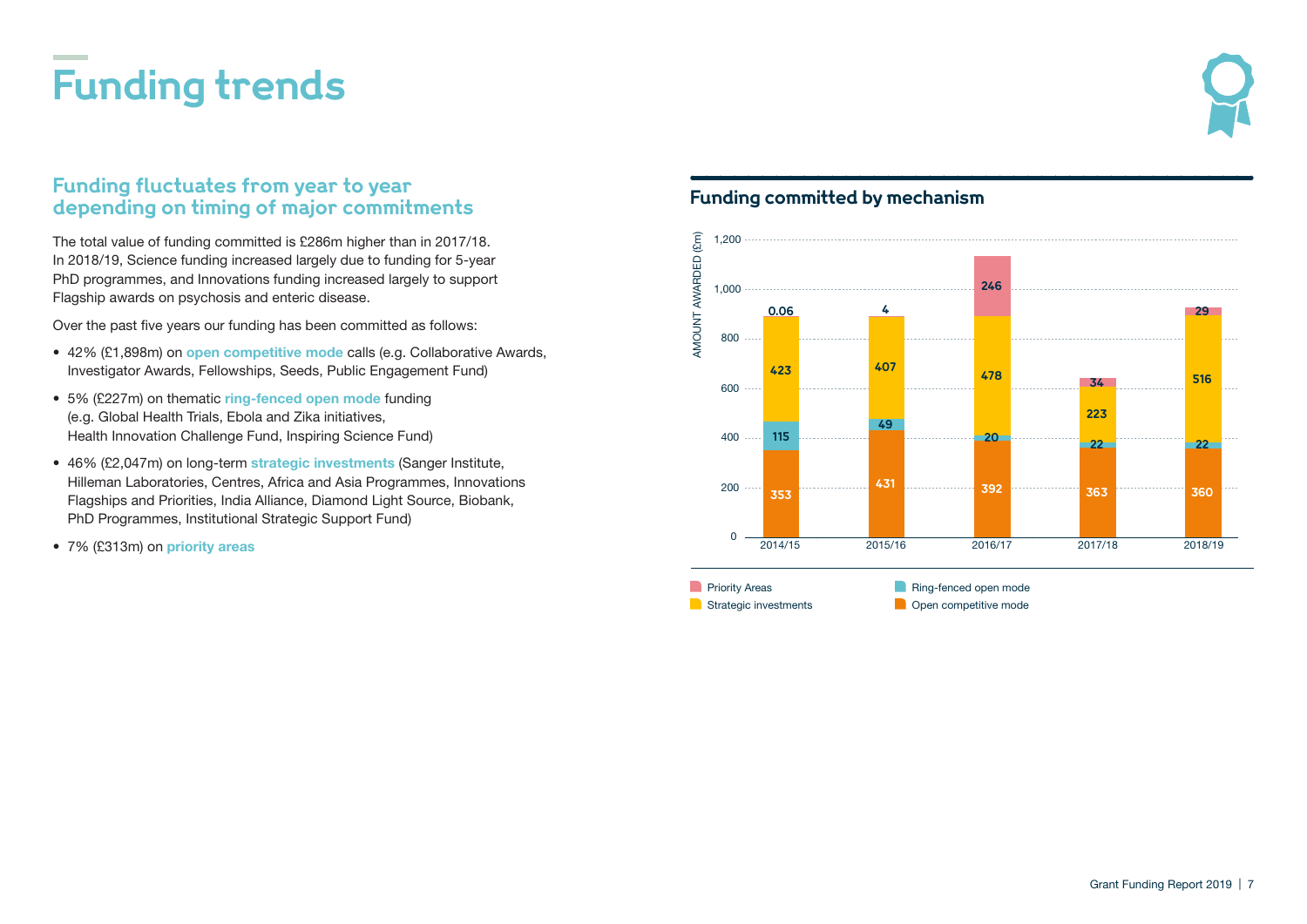# Funding trends

## Funding fluctuates from year to year depending on timing of major commitments

The total value of funding committed is £286m higher than in 2017/18. In 2018/19, Science funding increased largely due to funding for 5-year PhD programmes, and Innovations funding increased largely to support Flagship awards on psychosis and enteric disease.

Over the past five years our funding has been committed as follows:

- 42% (£1,898m) on **open competitive mode** calls (e.g. Collaborative Awards, Investigator Awards, Fellowships, Seeds, Public Engagement Fund)
- 5% (£227m) on thematic **ring-fenced open mode** funding (e.g. Global Health Trials, Ebola and Zika initiatives, Health Innovation Challenge Fund, Inspiring Science Fund)
- 46% (£2,047m) on long-term **strategic investments** (Sanger Institute, Hilleman Laboratories, Centres, Africa and Asia Programmes, Innovations Flagships and Priorities, India Alliance, Diamond Light Source, Biobank, PhD Programmes, Institutional Strategic Support Fund)
- 7% (£313m) on **priority areas**

### Funding committed by mechanism

Amount awarded (£m)

| | 2014/15 | 2015/16 | 2016/17 | 2017/18 | 2018/19 |
|---|---|---|---|---|---|
| Priority Areas | 0.06 | 4 | 246 | 34 | 29 |
| Strategic investments | 423 | 407 | 478 | 223 | 516 |
| Ring-fenced open mode | 115 | 49 | 20 | 22 | 22 |
| Open competitive mode | 353 | 431 | 392 | 363 | 360 |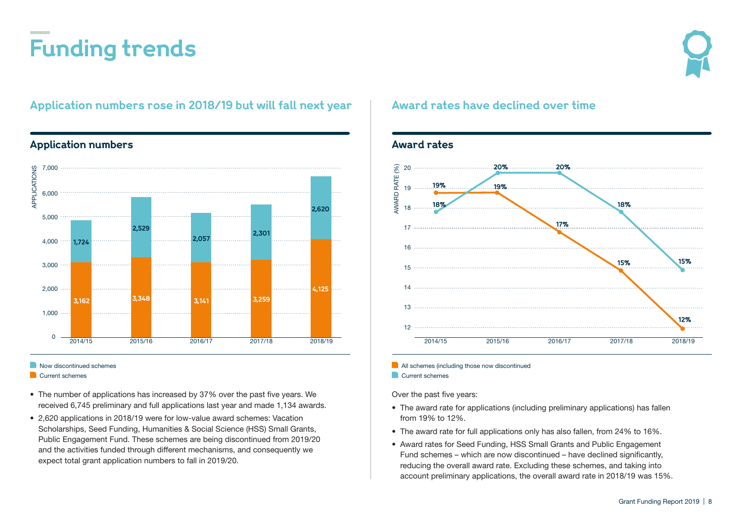# Funding trends

## Application numbers rose in 2018/19 but will fall next year

### Application numbers

| Year | Current schemes | Now discontinued schemes |
|---|---|---|
| 2014/15 | 3,162 | 1,724 |
| 2015/16 | 3,348 | 2,529 |
| 2016/17 | 3,141 | 2,057 |
| 2017/18 | 3,259 | 2,301 |
| 2018/19 | 4,125 | 2,620 |

- The number of applications has increased by 37% over the past five years. We received 6,745 preliminary and full applications last year and made 1,134 awards.
- 2,620 applications in 2018/19 were for low-value award schemes: Vacation Scholarships, Seed Funding, Humanities & Social Science (HSS) Small Grants, Public Engagement Fund. These schemes are being discontinued from 2019/20 and the activities funded through different mechanisms, and consequently we expect total grant application numbers to fall in 2019/20.

## Award rates have declined over time

### Award rates

| Year | All schemes (including those now discontinued | Current schemes |
|---|---|---|
| 2014/15 | 19% | 18% |
| 2015/16 | 19% | 20% |
| 2016/17 | 17% | 20% |
| 2017/18 | 15% | 18% |
| 2018/19 | 12% | 15% |

Over the past five years:

- The award rate for applications (including preliminary applications) has fallen from 19% to 12%.
- The award rate for full applications only has also fallen, from 24% to 16%.
- Award rates for Seed Funding, HSS Small Grants and Public Engagement Fund schemes – which are now discontinued – have declined significantly, reducing the overall award rate. Excluding these schemes, and taking into account preliminary applications, the overall award rate in 2018/19 was 15%.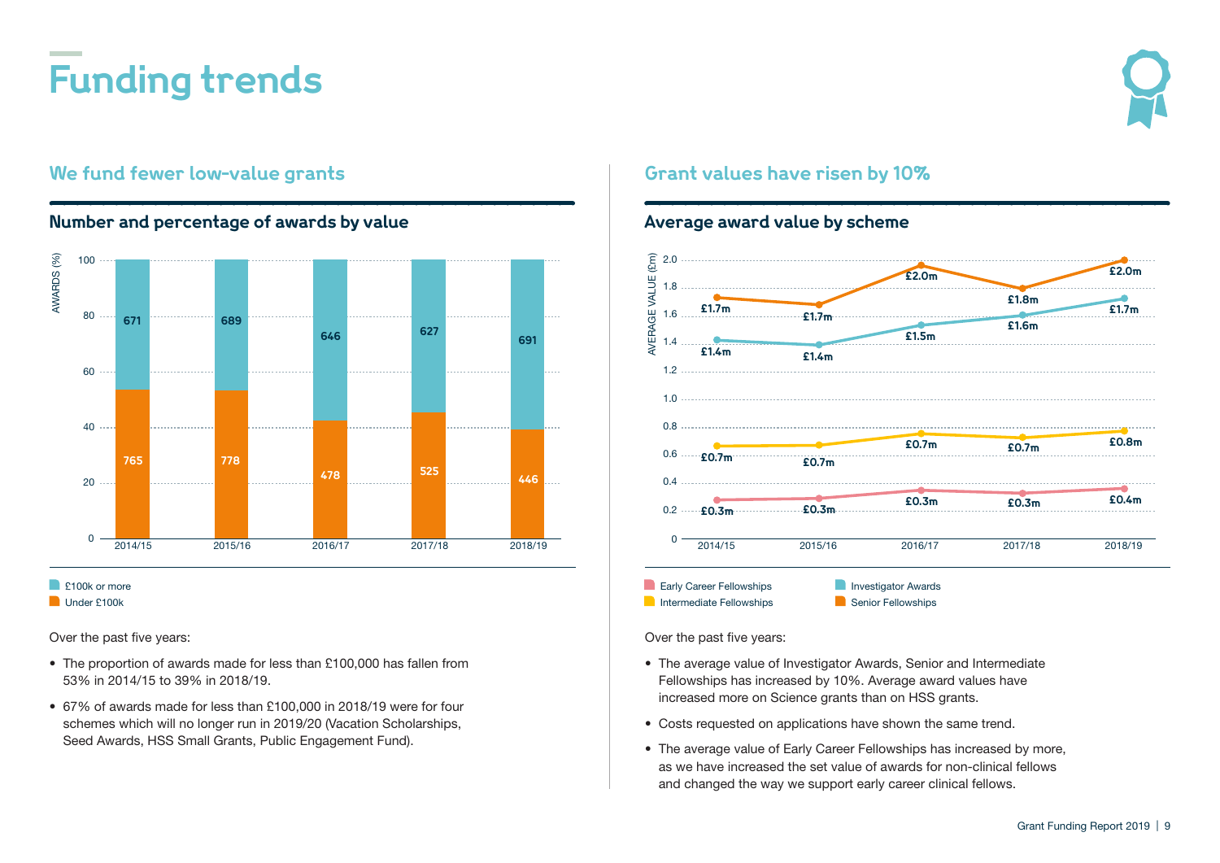# Funding trends

## We fund fewer low-value grants

### Number and percentage of awards by value

| Year | £100k or more | Under £100k |
|---|---|---|
| 2014/15 | 671 | 765 |
| 2015/16 | 689 | 778 |
| 2016/17 | 646 | 478 |
| 2017/18 | 627 | 525 |
| 2018/19 | 691 | 446 |

Over the past five years:

- The proportion of awards made for less than £100,000 has fallen from 53% in 2014/15 to 39% in 2018/19.
- 67% of awards made for less than £100,000 in 2018/19 were for four schemes which will no longer run in 2019/20 (Vacation Scholarships, Seed Awards, HSS Small Grants, Public Engagement Fund).

## Grant values have risen by 10%

### Average award value by scheme

| Scheme | 2014/15 | 2015/16 | 2016/17 | 2017/18 | 2018/19 |
|---|---|---|---|---|---|
| Senior Fellowships | £1.7m | £1.7m | £2.0m | £1.8m | £2.0m |
| Investigator Awards | £1.4m | £1.4m | £1.5m | £1.6m | £1.7m |
| Intermediate Fellowships | £0.7m | £0.7m | £0.7m | £0.7m | £0.8m |
| Early Career Fellowships | £0.3m | £0.3m | £0.3m | £0.3m | £0.4m |

Over the past five years:

- The average value of Investigator Awards, Senior and Intermediate Fellowships has increased by 10%. Average award values have increased more on Science grants than on HSS grants.
- Costs requested on applications have shown the same trend.
- The average value of Early Career Fellowships has increased by more, as we have increased the set value of awards for non-clinical fellows and changed the way we support early career clinical fellows.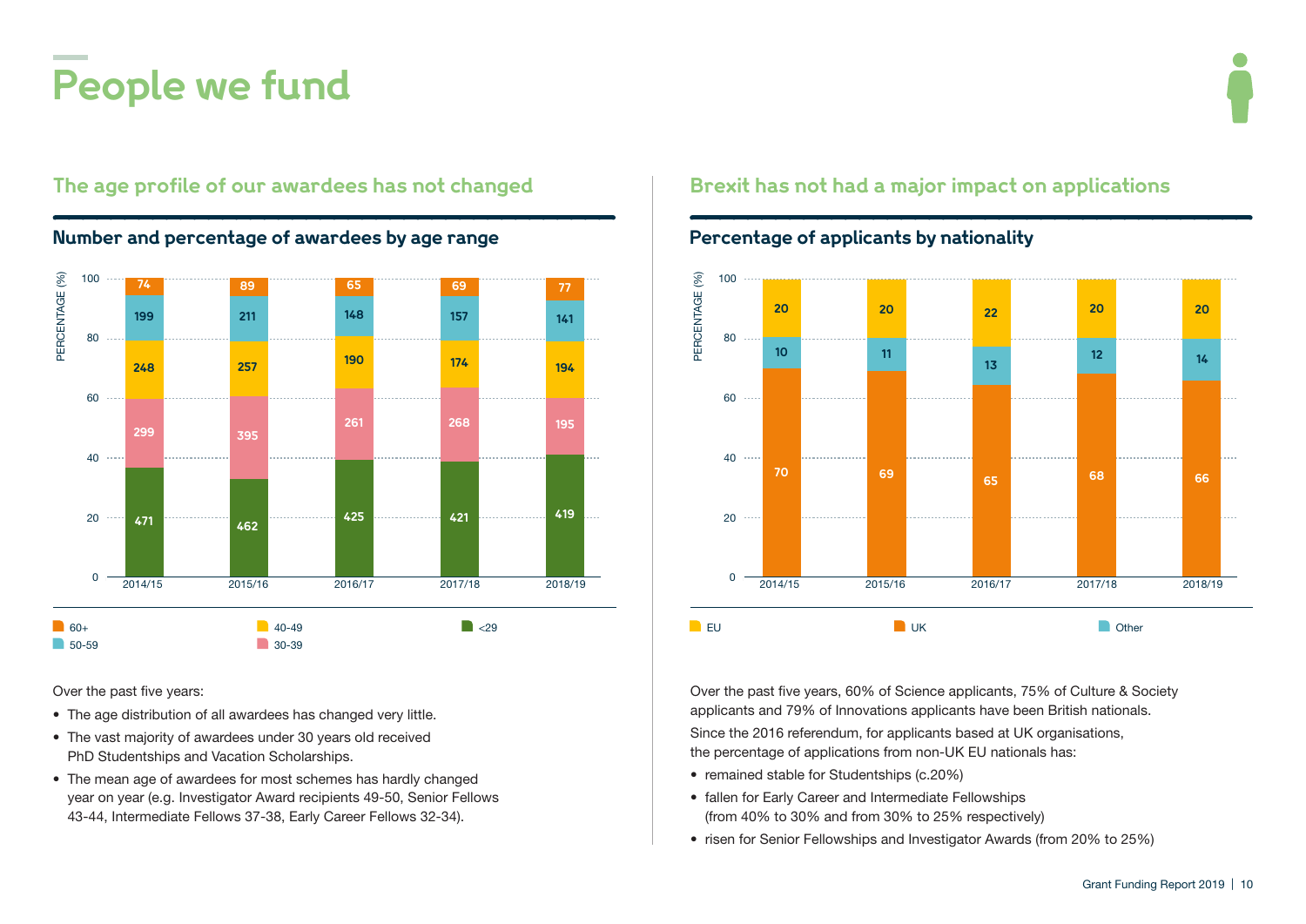# People we fund

## The age profile of our awardees has not changed

### Number and percentage of awardees by age range

| Age range | 2014/15 | 2015/16 | 2016/17 | 2017/18 | 2018/19 |
|---|---|---|---|---|---|
| 60+ | 74 | 89 | 65 | 69 | 77 |
| 50-59 | 199 | 211 | 148 | 157 | 141 |
| 40-49 | 248 | 257 | 190 | 174 | 194 |
| 30-39 | 299 | 395 | 261 | 268 | 195 |
| <29 | 471 | 462 | 425 | 421 | 419 |

Over the past five years:

- The age distribution of all awardees has changed very little.
- The vast majority of awardees under 30 years old received PhD Studentships and Vacation Scholarships.
- The mean age of awardees for most schemes has hardly changed year on year (e.g. Investigator Award recipients 49-50, Senior Fellows 43-44, Intermediate Fellows 37-38, Early Career Fellows 32-34).

## Brexit has not had a major impact on applications

### Percentage of applicants by nationality

| Nationality (%) | 2014/15 | 2015/16 | 2016/17 | 2017/18 | 2018/19 |
|---|---|---|---|---|---|
| EU | 20 | 20 | 22 | 20 | 20 |
| Other | 10 | 11 | 13 | 12 | 14 |
| UK | 70 | 69 | 65 | 68 | 66 |

Over the past five years, 60% of Science applicants, 75% of Culture & Society applicants and 79% of Innovations applicants have been British nationals.

Since the 2016 referendum, for applicants based at UK organisations, the percentage of applications from non-UK EU nationals has:

- remained stable for Studentships (c.20%)
- fallen for Early Career and Intermediate Fellowships (from 40% to 30% and from 30% to 25% respectively)
- risen for Senior Fellowships and Investigator Awards (from 20% to 25%)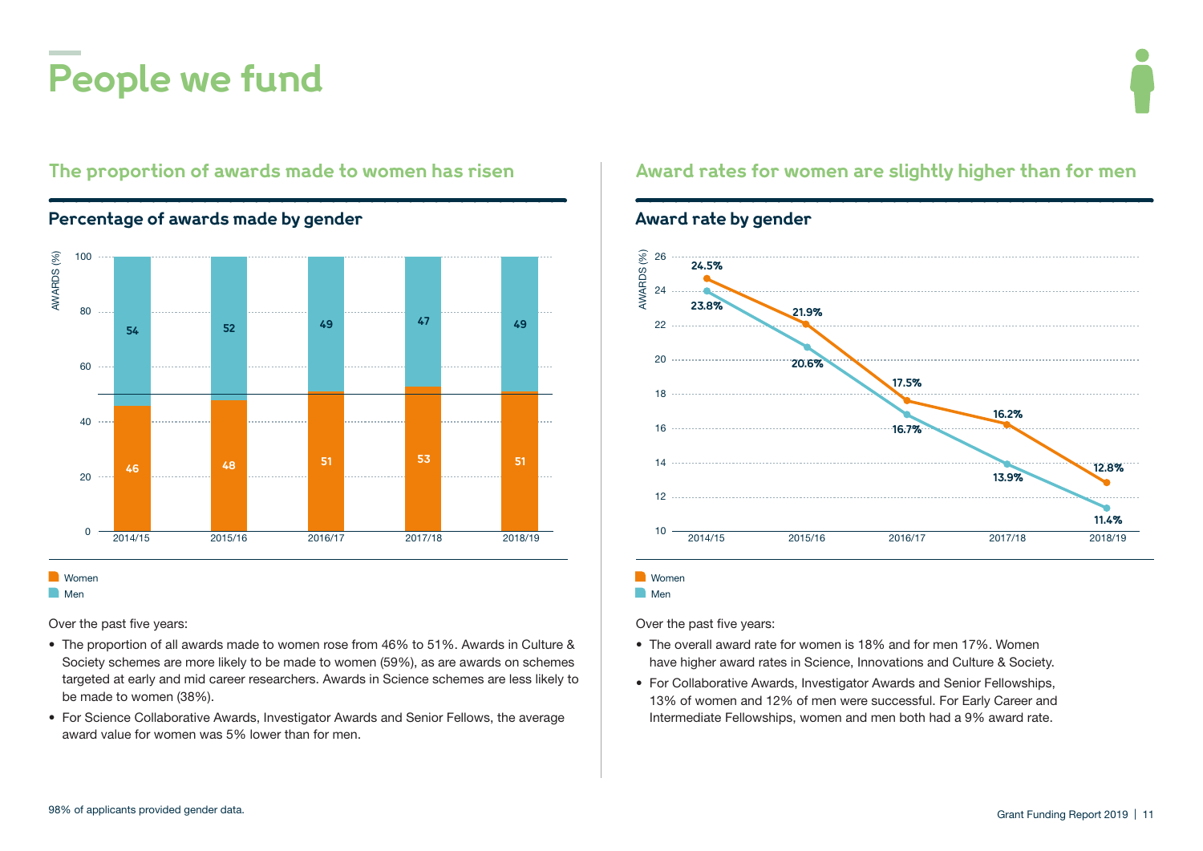# People we fund

## The proportion of awards made to women has risen

### Percentage of awards made by gender

| Year | Women (%) | Men (%) |
|---|---|---|
| 2014/15 | 46 | 54 |
| 2015/16 | 48 | 52 |
| 2016/17 | 51 | 49 |
| 2017/18 | 53 | 47 |
| 2018/19 | 51 | 49 |

Over the past five years:

- The proportion of all awards made to women rose from 46% to 51%. Awards in Culture & Society schemes are more likely to be made to women (59%), as are awards on schemes targeted at early and mid career researchers. Awards in Science schemes are less likely to be made to women (38%).
- For Science Collaborative Awards, Investigator Awards and Senior Fellows, the average award value for women was 5% lower than for men.

## Award rates for women are slightly higher than for men

### Award rate by gender

| Year | Women | Men |
|---|---|---|
| 2014/15 | 24.5% | 23.8% |
| 2015/16 | 21.9% | 20.6% |
| 2016/17 | 17.5% | 16.7% |
| 2017/18 | 16.2% | 13.9% |
| 2018/19 | 12.8% | 11.4% |

Over the past five years:

- The overall award rate for women is 18% and for men 17%. Women have higher award rates in Science, Innovations and Culture & Society.
- For Collaborative Awards, Investigator Awards and Senior Fellowships, 13% of women and 12% of men were successful. For Early Career and Intermediate Fellowships, women and men both had a 9% award rate.

98% of applicants provided gender data.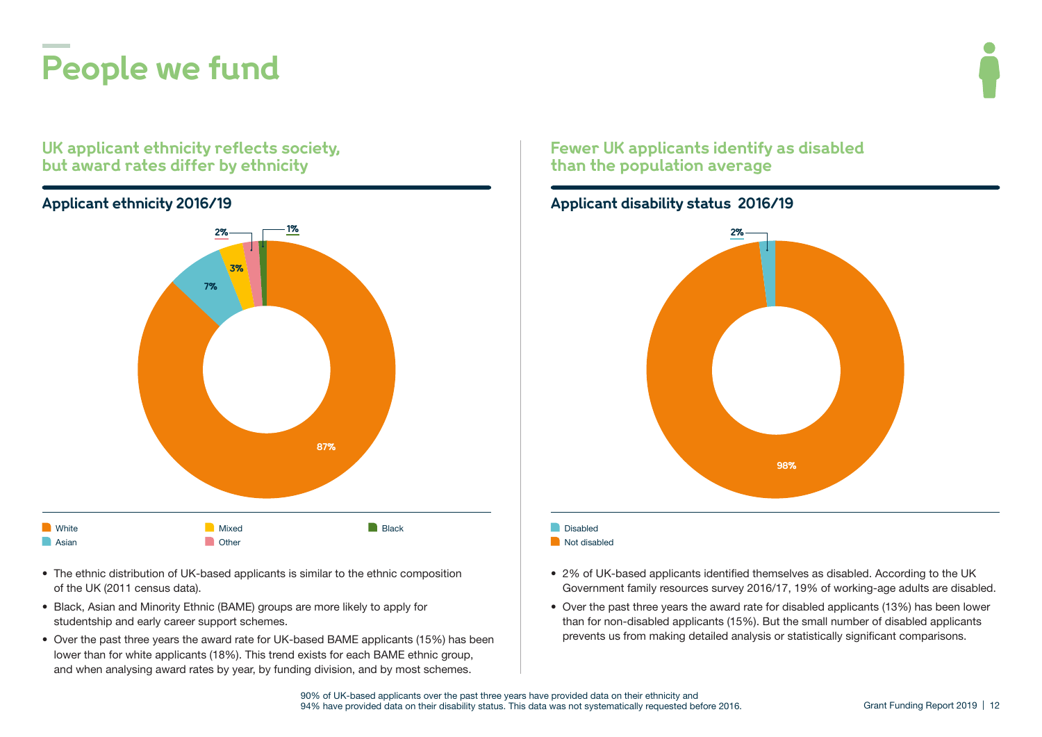# People we fund

## UK applicant ethnicity reflects society, but award rates differ by ethnicity

### Applicant ethnicity 2016/19

| Ethnicity | Percentage |
|---|---|
| White | 87% |
| Asian | 7% |
| Mixed | 3% |
| Other | 2% |
| Black | 1% |

- The ethnic distribution of UK-based applicants is similar to the ethnic composition of the UK (2011 census data).
- Black, Asian and Minority Ethnic (BAME) groups are more likely to apply for studentship and early career support schemes.
- Over the past three years the award rate for UK-based BAME applicants (15%) has been lower than for white applicants (18%). This trend exists for each BAME ethnic group, and when analysing award rates by year, by funding division, and by most schemes.

## Fewer UK applicants identify as disabled than the population average

### Applicant disability status 2016/19

| Disability status | Percentage |
|---|---|
| Disabled | 2% |
| Not disabled | 98% |

- 2% of UK-based applicants identified themselves as disabled. According to the UK Government family resources survey 2016/17, 19% of working-age adults are disabled.
- Over the past three years the award rate for disabled applicants (13%) has been lower than for non-disabled applicants (15%). But the small number of disabled applicants prevents us from making detailed analysis or statistically significant comparisons.

90% of UK-based applicants over the past three years have provided data on their ethnicity and 94% have provided data on their disability status. This data was not systematically requested before 2016.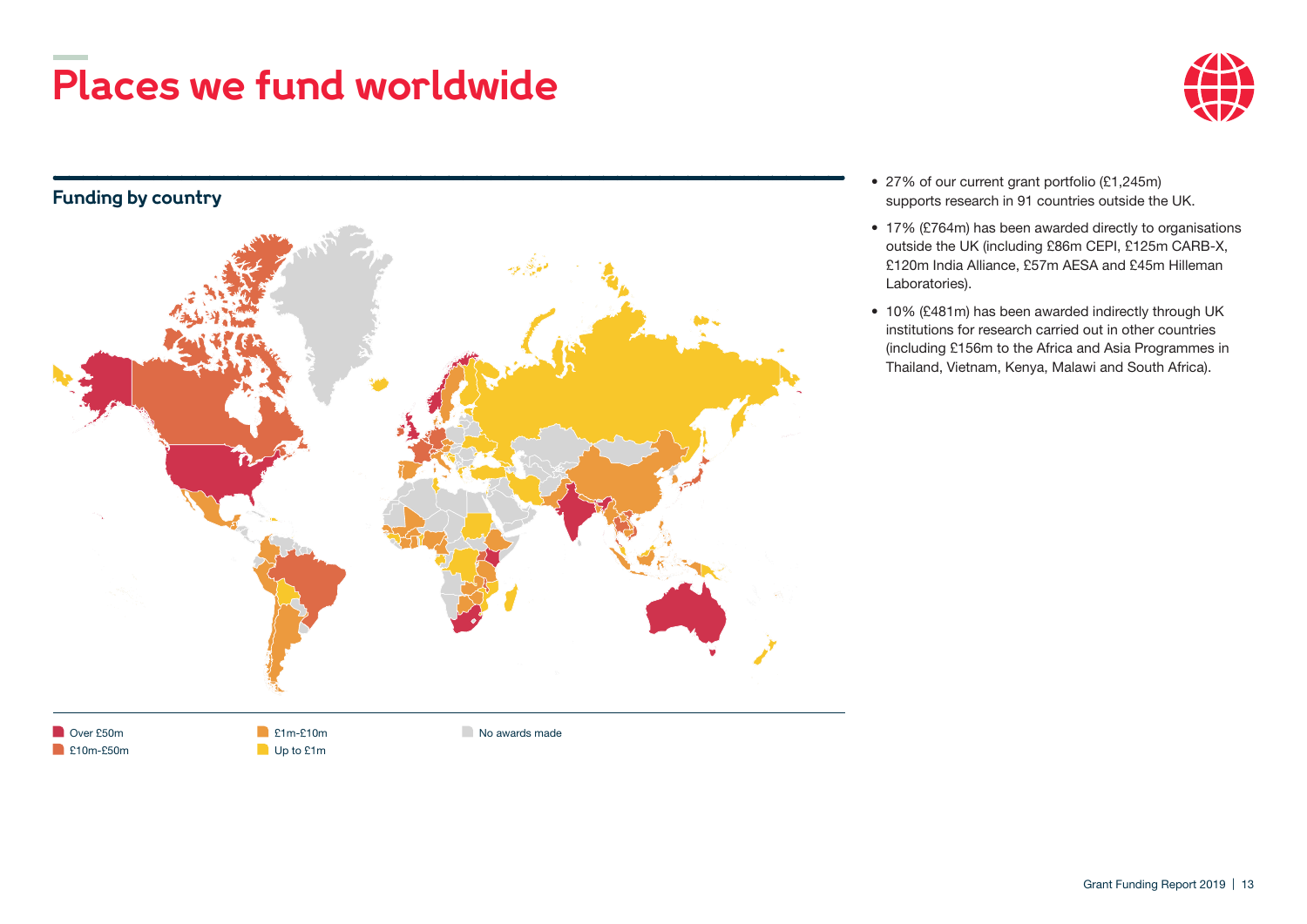# Places we fund worldwide

## Funding by country

- Over £50m
- £10m-£50m
- £1m-£10m
- Up to £1m
- No awards made

- 27% of our current grant portfolio (£1,245m) supports research in 91 countries outside the UK.
- 17% (£764m) has been awarded directly to organisations outside the UK (including £86m CEPI, £125m CARB-X, £120m India Alliance, £57m AESA and £45m Hilleman Laboratories).
- 10% (£481m) has been awarded indirectly through UK institutions for research carried out in other countries (including £156m to the Africa and Asia Programmes in Thailand, Vietnam, Kenya, Malawi and South Africa).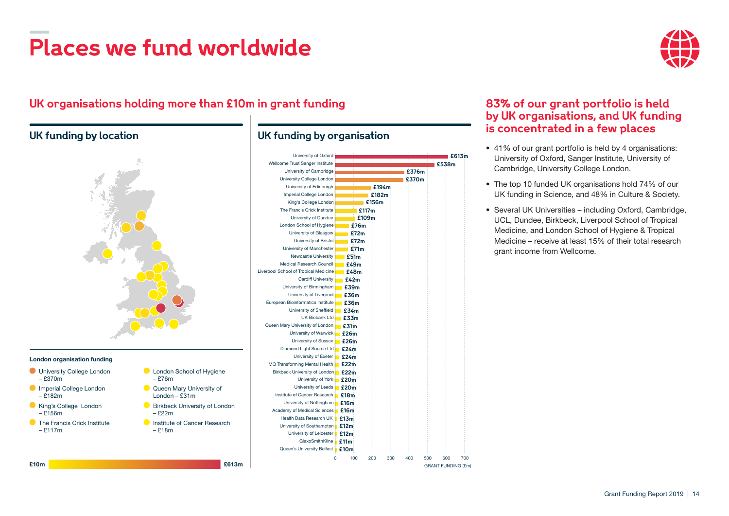# Places we fund worldwide

## UK organisations holding more than £10m in grant funding

### UK funding by location

**London organisation funding**

- University College London – £370m
- Imperial College London – £182m
- King's College London – £156m
- The Francis Crick Institute – £117m
- London School of Hygiene – £76m
- Queen Mary University of London – £31m
- Birkbeck University of London – £22m
- Institute of Cancer Research – £18m

£10m — £613m

### UK funding by organisation

| Organisation | Grant funding |
| --- | --- |
| University of Oxford | £613m |
| Wellcome Trust Sanger Institute | £538m |
| University of Cambridge | £376m |
| University College London | £370m |
| University of Edinburgh | £194m |
| Imperial College London | £182m |
| King's College London | £156m |
| The Francis Crick Institute | £117m |
| University of Dundee | £109m |
| London School of Hygiene | £76m |
| University of Glasgow | £72m |
| University of Bristol | £72m |
| University of Manchester | £71m |
| Newcastle University | £51m |
| Medical Research Council | £49m |
| Liverpool School of Tropical Medicine | £48m |
| Cardiff University | £42m |
| University of Birmingham | £39m |
| University of Liverpool | £36m |
| European Bioinformatics Institute | £36m |
| University of Sheffield | £34m |
| UK Biobank Ltd | £33m |
| Queen Mary University of London | £31m |
| University of Warwick | £26m |
| University of Sussex | £26m |
| Diamond Light Source Ltd | £24m |
| University of Exeter | £24m |
| MQ Transforming Mental Health | £22m |
| Birkbeck University of London | £22m |
| University of York | £20m |
| University of Leeds | £20m |
| Institute of Cancer Research | £18m |
| University of Nottingham | £16m |
| Academy of Medical Sciences | £16m |
| Health Data Research UK | £13m |
| University of Southampton | £12m |
| University of Leicester | £12m |
| GlaxoSmithKline | £11m |
| Queen's University Belfast | £10m |

GRANT FUNDING (£m)

## 83% of our grant portfolio is held by UK organisations, and UK funding is concentrated in a few places

- 41% of our grant portfolio is held by 4 organisations: University of Oxford, Sanger Institute, University of Cambridge, University College London.
- The top 10 funded UK organisations hold 74% of our UK funding in Science, and 48% in Culture & Society.
- Several UK Universities – including Oxford, Cambridge, UCL, Dundee, Birkbeck, Liverpool School of Tropical Medicine, and London School of Hygiene & Tropical Medicine – receive at least 15% of their total research grant income from Wellcome.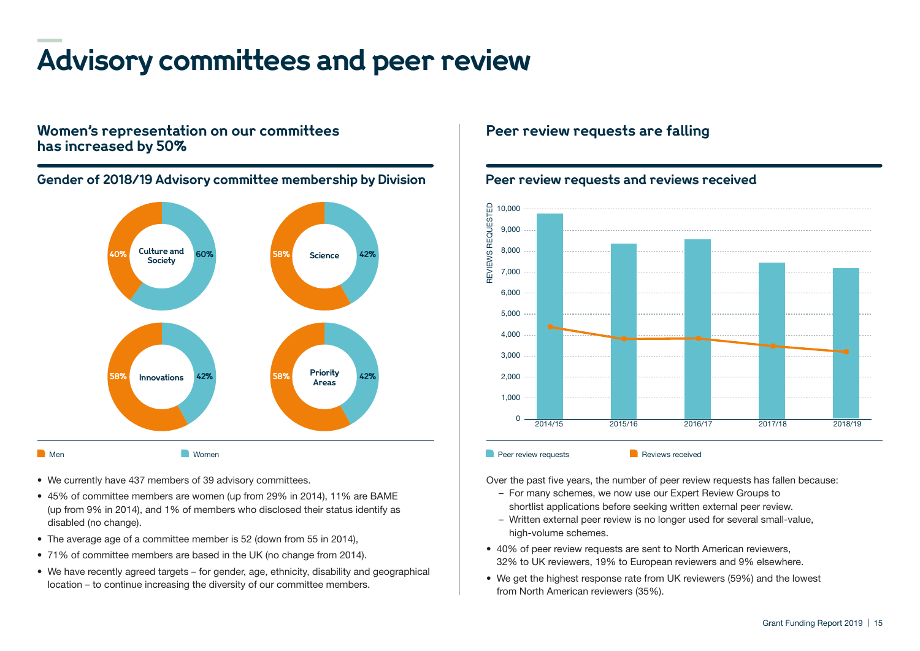# Advisory committees and peer review

## Women's representation on our committees has increased by 50%

### Gender of 2018/19 Advisory committee membership by Division

| Division | Men | Women |
|---|---|---|
| Culture and Society | 40% | 60% |
| Science | 58% | 42% |
| Innovations | 58% | 42% |
| Priority Areas | 58% | 42% |

- We currently have 437 members of 39 advisory committees.
- 45% of committee members are women (up from 29% in 2014), 11% are BAME (up from 9% in 2014), and 1% of members who disclosed their status identify as disabled (no change).
- The average age of a committee member is 52 (down from 55 in 2014),
- 71% of committee members are based in the UK (no change from 2014).
- We have recently agreed targets – for gender, age, ethnicity, disability and geographical location – to continue increasing the diversity of our committee members.

## Peer review requests are falling

### Peer review requests and reviews received

Y-axis: REVIEWS REQUESTED (0 – 10,000)

Legend: Peer review requests; Reviews received

X-axis: 2014/15, 2015/16, 2016/17, 2017/18, 2018/19

Over the past five years, the number of peer review requests has fallen because:

- For many schemes, we now use our Expert Review Groups to shortlist applications before seeking written external peer review.
- Written external peer review is no longer used for several small-value, high-volume schemes.

- 40% of peer review requests are sent to North American reviewers, 32% to UK reviewers, 19% to European reviewers and 9% elsewhere.
- We get the highest response rate from UK reviewers (59%) and the lowest from North American reviewers (35%).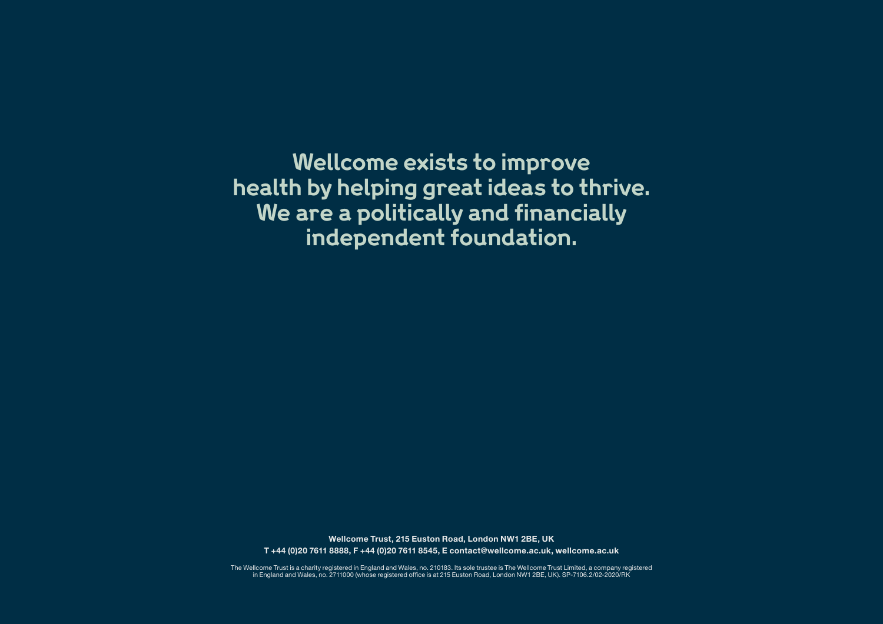**Wellcome exists to improve health by helping great ideas to thrive. We are a politically and financially independent foundation.**

**Wellcome Trust, 215 Euston Road, London NW1 2BE, UK**
**T +44 (0)20 7611 8888, F +44 (0)20 7611 8545, E contact@wellcome.ac.uk, wellcome.ac.uk**

The Wellcome Trust is a charity registered in England and Wales, no. 210183. Its sole trustee is The Wellcome Trust Limited, a company registered in England and Wales, no. 2711000 (whose registered office is at 215 Euston Road, London NW1 2BE, UK). SP-7106.2/02-2020/RK